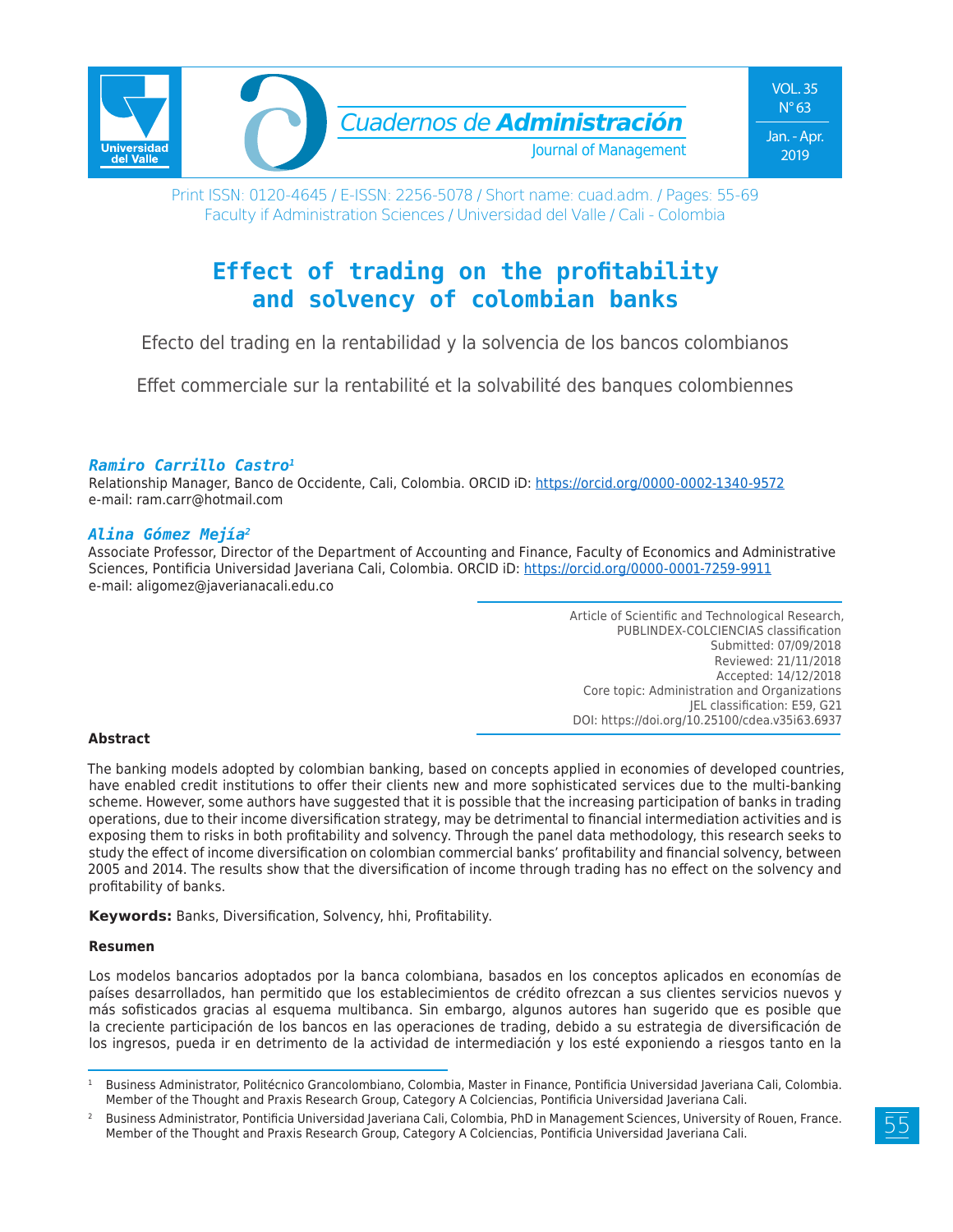Print ISSN: 0120-4645 / E-ISSN: 2256-5078 / Short name: cuad.adm. / Pages: 55-69
Faculty if Administration Sciences / Universidad del Valle / Cali - Colombia

# Effect of trading on the profitability and solvency of colombian banks

Efecto del trading en la rentabilidad y la solvencia de los bancos colombianos

Effet commerciale sur la rentabilité et la solvabilité des banques colombiennes

***Ramiro Carrillo Castro*[1]**
Relationship Manager, Banco de Occidente, Cali, Colombia. ORCID iD: https://orcid.org/0000-0002-1340-9572
e-mail: ram.carr@hotmail.com

***Alina Gómez Mejía*[2]**
Associate Professor, Director of the Department of Accounting and Finance, Faculty of Economics and Administrative Sciences, Pontificia Universidad Javeriana Cali, Colombia. ORCID iD: https://orcid.org/0000-0001-7259-9911
e-mail: aligomez@javerianacali.edu.co

Article of Scientific and Technological Research,
PUBLINDEX-COLCIENCIAS classification
Submitted: 07/09/2018
Reviewed: 21/11/2018
Accepted: 14/12/2018
Core topic: Administration and Organizations
JEL classification: E59, G21
DOI: https://doi.org/10.25100/cdea.v35i63.6937

**Abstract**

The banking models adopted by colombian banking, based on concepts applied in economies of developed countries, have enabled credit institutions to offer their clients new and more sophisticated services due to the multi-banking scheme. However, some authors have suggested that it is possible that the increasing participation of banks in trading operations, due to their income diversification strategy, may be detrimental to financial intermediation activities and is exposing them to risks in both profitability and solvency. Through the panel data methodology, this research seeks to study the effect of income diversification on colombian commercial banks' profitability and financial solvency, between 2005 and 2014. The results show that the diversification of income through trading has no effect on the solvency and profitability of banks.

**Keywords:** Banks, Diversification, Solvency, hhi, Profitability.

**Resumen**

Los modelos bancarios adoptados por la banca colombiana, basados en los conceptos aplicados en economías de países desarrollados, han permitido que los establecimientos de crédito ofrezcan a sus clientes servicios nuevos y más sofisticados gracias al esquema multibanca. Sin embargo, algunos autores han sugerido que es posible que la creciente participación de los bancos en las operaciones de trading, debido a su estrategia de diversificación de los ingresos, pueda ir en detrimento de la actividad de intermediación y los esté exponiendo a riesgos tanto en la

---

[1] Business Administrator, Politécnico Grancolombiano, Colombia, Master in Finance, Pontificia Universidad Javeriana Cali, Colombia. Member of the Thought and Praxis Research Group, Category A Colciencias, Pontificia Universidad Javeriana Cali.

[2] Business Administrator, Pontificia Universidad Javeriana Cali, Colombia, PhD in Management Sciences, University of Rouen, France. Member of the Thought and Praxis Research Group, Category A Colciencias, Pontificia Universidad Javeriana Cali.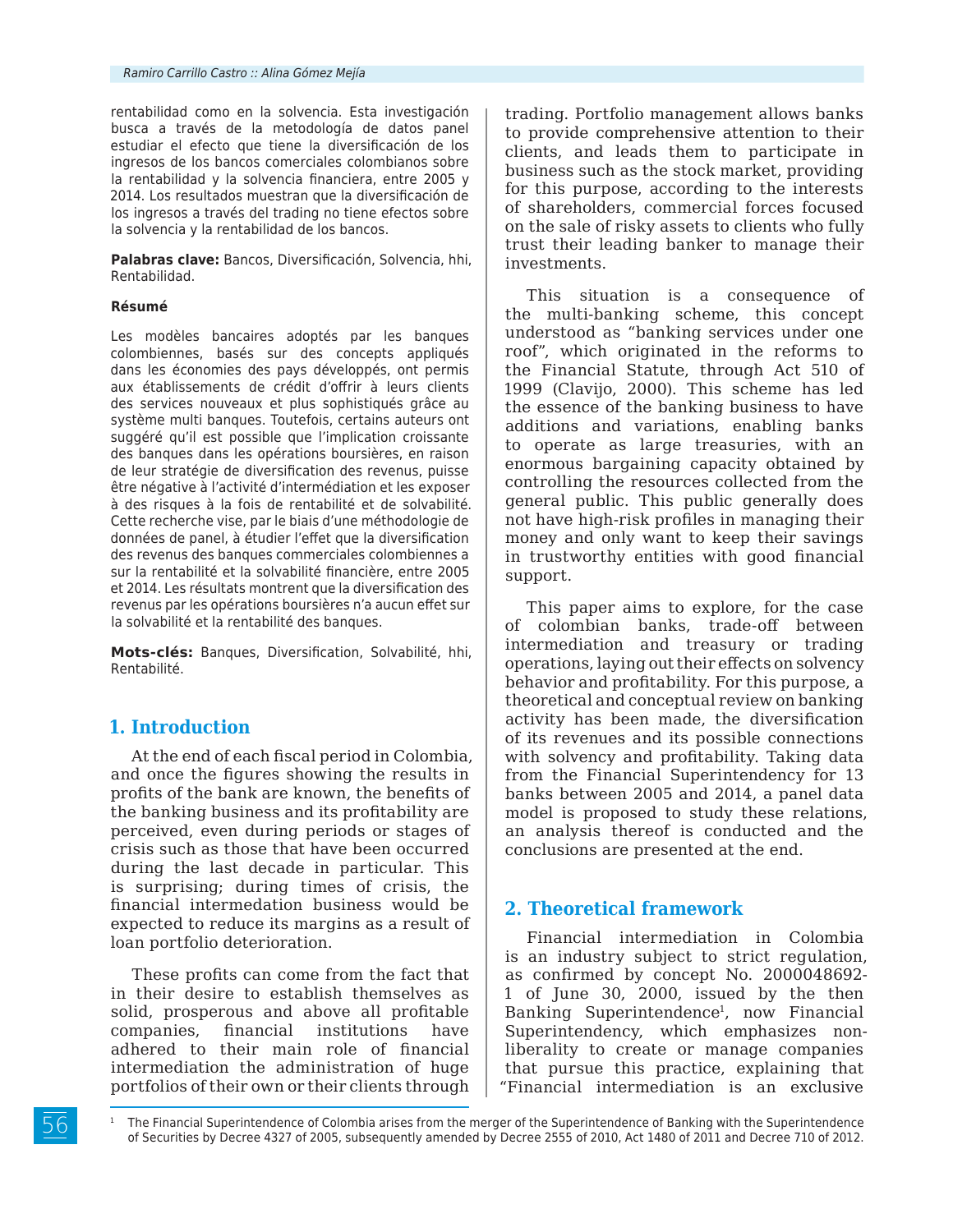rentabilidad como en la solvencia. Esta investigación busca a través de la metodología de datos panel estudiar el efecto que tiene la diversificación de los ingresos de los bancos comerciales colombianos sobre la rentabilidad y la solvencia financiera, entre 2005 y 2014. Los resultados muestran que la diversificación de los ingresos a través del trading no tiene efectos sobre la solvencia y la rentabilidad de los bancos.

**Palabras clave:** Bancos, Diversificación, Solvencia, hhi, Rentabilidad.

**Résumé**

Les modèles bancaires adoptés par les banques colombiennes, basés sur des concepts appliqués dans les économies des pays développés, ont permis aux établissements de crédit d'offrir à leurs clients des services nouveaux et plus sophistiqués grâce au système multi banques. Toutefois, certains auteurs ont suggéré qu'il est possible que l'implication croissante des banques dans les opérations boursières, en raison de leur stratégie de diversification des revenus, puisse être négative à l'activité d'intermédiation et les exposer à des risques à la fois de rentabilité et de solvabilité. Cette recherche vise, par le biais d'une méthodologie de données de panel, à étudier l'effet que la diversification des revenus des banques commerciales colombiennes a sur la rentabilité et la solvabilité financière, entre 2005 et 2014. Les résultats montrent que la diversification des revenus par les opérations boursières n'a aucun effet sur la solvabilité et la rentabilité des banques.

**Mots-clés:** Banques, Diversification, Solvabilité, hhi, Rentabilité.

## 1. Introduction

At the end of each fiscal period in Colombia, and once the figures showing the results in profits of the bank are known, the benefits of the banking business and its profitability are perceived, even during periods or stages of crisis such as those that have been occurred during the last decade in particular. This is surprising; during times of crisis, the financial intermedation business would be expected to reduce its margins as a result of loan portfolio deterioration.

These profits can come from the fact that in their desire to establish themselves as solid, prosperous and above all profitable companies, financial institutions have adhered to their main role of financial intermediation the administration of huge portfolios of their own or their clients through trading. Portfolio management allows banks to provide comprehensive attention to their clients, and leads them to participate in business such as the stock market, providing for this purpose, according to the interests of shareholders, commercial forces focused on the sale of risky assets to clients who fully trust their leading banker to manage their investments.

This situation is a consequence of the multi-banking scheme, this concept understood as "banking services under one roof", which originated in the reforms to the Financial Statute, through Act 510 of 1999 (Clavijo, 2000). This scheme has led the essence of the banking business to have additions and variations, enabling banks to operate as large treasuries, with an enormous bargaining capacity obtained by controlling the resources collected from the general public. This public generally does not have high-risk profiles in managing their money and only want to keep their savings in trustworthy entities with good financial support.

This paper aims to explore, for the case of colombian banks, trade-off between intermediation and treasury or trading operations, laying out their effects on solvency behavior and profitability. For this purpose, a theoretical and conceptual review on banking activity has been made, the diversification of its revenues and its possible connections with solvency and profitability. Taking data from the Financial Superintendency for 13 banks between 2005 and 2014, a panel data model is proposed to study these relations, an analysis thereof is conducted and the conclusions are presented at the end.

## 2. Theoretical framework

Financial intermediation in Colombia is an industry subject to strict regulation, as confirmed by concept No. 2000048692-1 of June 30, 2000, issued by the then Banking Superintendence[1], now Financial Superintendency, which emphasizes non-liberality to create or manage companies that pursue this practice, explaining that "Financial intermediation is an exclusive

[1] The Financial Superintendence of Colombia arises from the merger of the Superintendence of Banking with the Superintendence of Securities by Decree 4327 of 2005, subsequently amended by Decree 2555 of 2010, Act 1480 of 2011 and Decree 710 of 2012.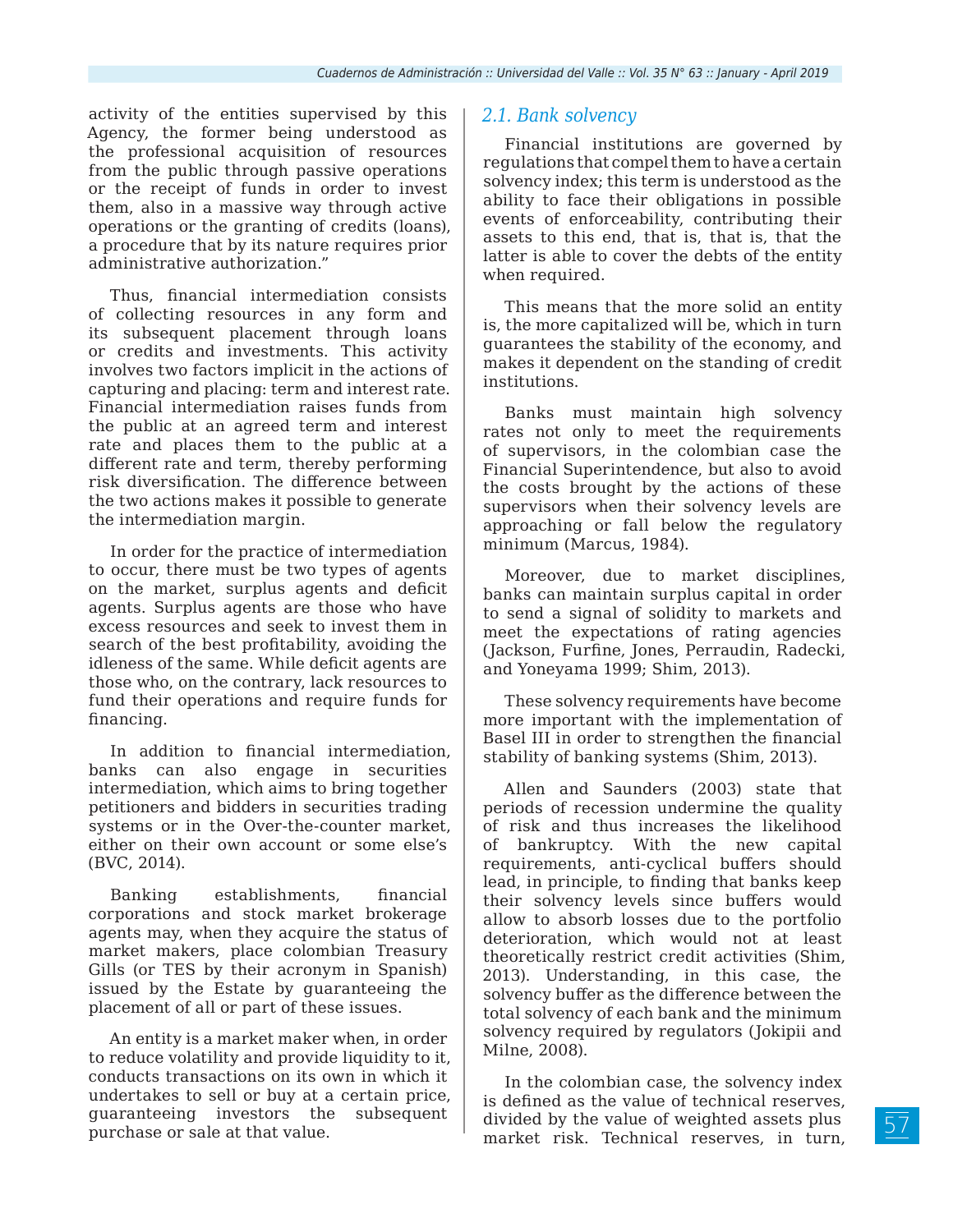activity of the entities supervised by this Agency, the former being understood as the professional acquisition of resources from the public through passive operations or the receipt of funds in order to invest them, also in a massive way through active operations or the granting of credits (loans), a procedure that by its nature requires prior administrative authorization."

Thus, financial intermediation consists of collecting resources in any form and its subsequent placement through loans or credits and investments. This activity involves two factors implicit in the actions of capturing and placing: term and interest rate. Financial intermediation raises funds from the public at an agreed term and interest rate and places them to the public at a different rate and term, thereby performing risk diversification. The difference between the two actions makes it possible to generate the intermediation margin.

In order for the practice of intermediation to occur, there must be two types of agents on the market, surplus agents and deficit agents. Surplus agents are those who have excess resources and seek to invest them in search of the best profitability, avoiding the idleness of the same. While deficit agents are those who, on the contrary, lack resources to fund their operations and require funds for financing.

In addition to financial intermediation, banks can also engage in securities intermediation, which aims to bring together petitioners and bidders in securities trading systems or in the Over-the-counter market, either on their own account or some else's (BVC, 2014).

Banking establishments, financial corporations and stock market brokerage agents may, when they acquire the status of market makers, place colombian Treasury Gills (or TES by their acronym in Spanish) issued by the Estate by guaranteeing the placement of all or part of these issues.

An entity is a market maker when, in order to reduce volatility and provide liquidity to it, conducts transactions on its own in which it undertakes to sell or buy at a certain price, guaranteeing investors the subsequent purchase or sale at that value.

## 2.1. Bank solvency

Financial institutions are governed by regulations that compel them to have a certain solvency index; this term is understood as the ability to face their obligations in possible events of enforceability, contributing their assets to this end, that is, that is, that the latter is able to cover the debts of the entity when required.

This means that the more solid an entity is, the more capitalized will be, which in turn guarantees the stability of the economy, and makes it dependent on the standing of credit institutions.

Banks must maintain high solvency rates not only to meet the requirements of supervisors, in the colombian case the Financial Superintendence, but also to avoid the costs brought by the actions of these supervisors when their solvency levels are approaching or fall below the regulatory minimum (Marcus, 1984).

Moreover, due to market disciplines, banks can maintain surplus capital in order to send a signal of solidity to markets and meet the expectations of rating agencies (Jackson, Furfine, Jones, Perraudin, Radecki, and Yoneyama 1999; Shim, 2013).

These solvency requirements have become more important with the implementation of Basel III in order to strengthen the financial stability of banking systems (Shim, 2013).

Allen and Saunders (2003) state that periods of recession undermine the quality of risk and thus increases the likelihood of bankruptcy. With the new capital requirements, anti-cyclical buffers should lead, in principle, to finding that banks keep their solvency levels since buffers would allow to absorb losses due to the portfolio deterioration, which would not at least theoretically restrict credit activities (Shim, 2013). Understanding, in this case, the solvency buffer as the difference between the total solvency of each bank and the minimum solvency required by regulators (Jokipii and Milne, 2008).

In the colombian case, the solvency index is defined as the value of technical reserves, divided by the value of weighted assets plus market risk. Technical reserves, in turn,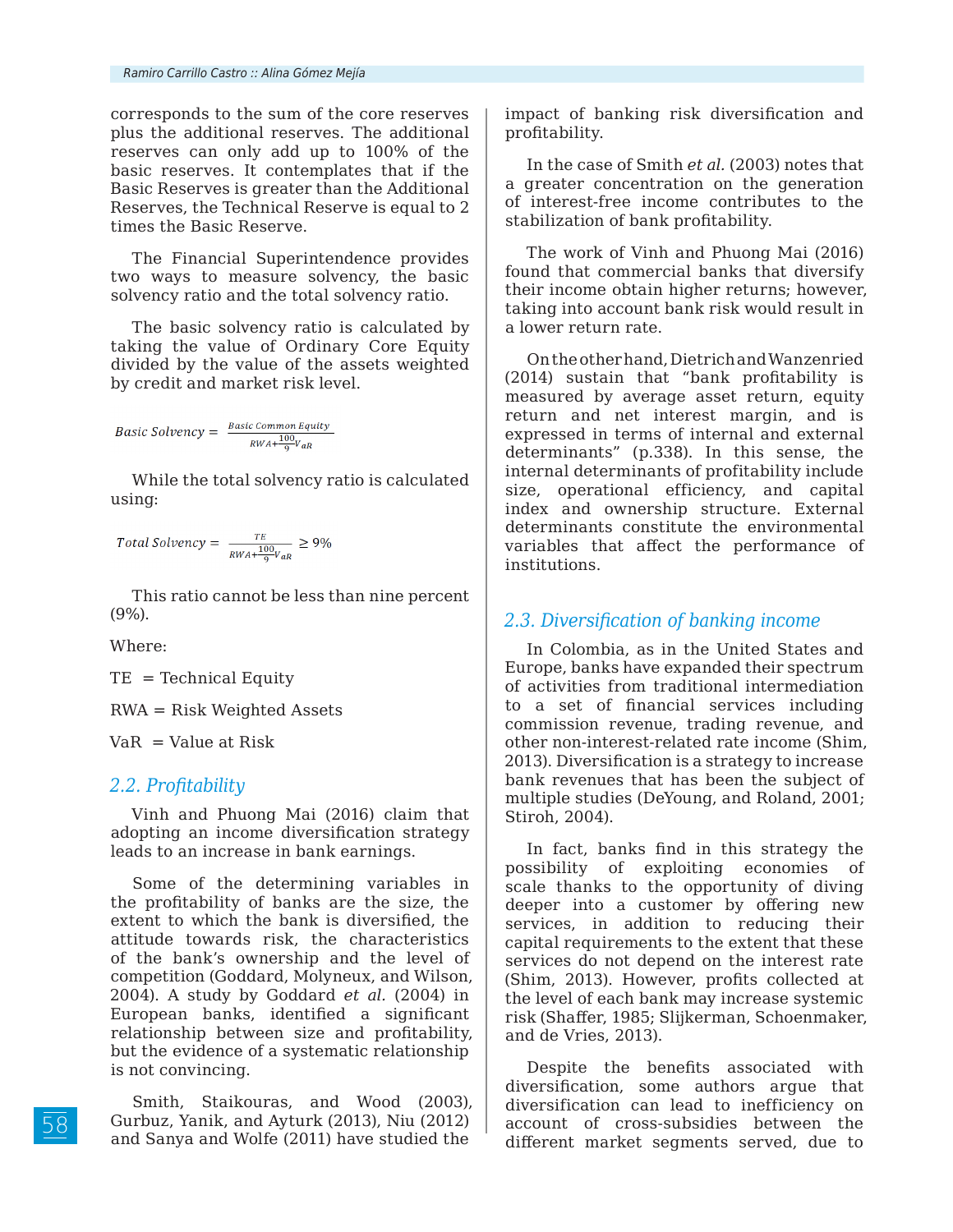corresponds to the sum of the core reserves plus the additional reserves. The additional reserves can only add up to 100% of the basic reserves. It contemplates that if the Basic Reserves is greater than the Additional Reserves, the Technical Reserve is equal to 2 times the Basic Reserve.

The Financial Superintendence provides two ways to measure solvency, the basic solvency ratio and the total solvency ratio.

The basic solvency ratio is calculated by taking the value of Ordinary Core Equity divided by the value of the assets weighted by credit and market risk level.

$$Basic\ Solvency = \frac{Basic\ Common\ Equity}{RWA + \frac{100}{9}V_{aR}}$$

While the total solvency ratio is calculated using:

$$Total\ Solvency = \frac{TE}{RWA + \frac{100}{9}V_{aR}} \geq 9\%$$

This ratio cannot be less than nine percent (9%).

Where:

TE = Technical Equity

RWA = Risk Weighted Assets

VaR = Value at Risk

## 2.2. Profitability

Vinh and Phuong Mai (2016) claim that adopting an income diversification strategy leads to an increase in bank earnings.

Some of the determining variables in the profitability of banks are the size, the extent to which the bank is diversified, the attitude towards risk, the characteristics of the bank's ownership and the level of competition (Goddard, Molyneux, and Wilson, 2004). A study by Goddard *et al.* (2004) in European banks, identified a significant relationship between size and profitability, but the evidence of a systematic relationship is not convincing.

Smith, Staikouras, and Wood (2003), Gurbuz, Yanik, and Ayturk (2013), Niu (2012) and Sanya and Wolfe (2011) have studied the impact of banking risk diversification and profitability.

In the case of Smith *et al.* (2003) notes that a greater concentration on the generation of interest-free income contributes to the stabilization of bank profitability.

The work of Vinh and Phuong Mai (2016) found that commercial banks that diversify their income obtain higher returns; however, taking into account bank risk would result in a lower return rate.

On the other hand, Dietrich and Wanzenried (2014) sustain that "bank profitability is measured by average asset return, equity return and net interest margin, and is expressed in terms of internal and external determinants" (p.338). In this sense, the internal determinants of profitability include size, operational efficiency, and capital index and ownership structure. External determinants constitute the environmental variables that affect the performance of institutions.

## 2.3. Diversification of banking income

In Colombia, as in the United States and Europe, banks have expanded their spectrum of activities from traditional intermediation to a set of financial services including commission revenue, trading revenue, and other non-interest-related rate income (Shim, 2013). Diversification is a strategy to increase bank revenues that has been the subject of multiple studies (DeYoung, and Roland, 2001; Stiroh, 2004).

In fact, banks find in this strategy the possibility of exploiting economies of scale thanks to the opportunity of diving deeper into a customer by offering new services, in addition to reducing their capital requirements to the extent that these services do not depend on the interest rate (Shim, 2013). However, profits collected at the level of each bank may increase systemic risk (Shaffer, 1985; Slijkerman, Schoenmaker, and de Vries, 2013).

Despite the benefits associated with diversification, some authors argue that diversification can lead to inefficiency on account of cross-subsidies between the different market segments served, due to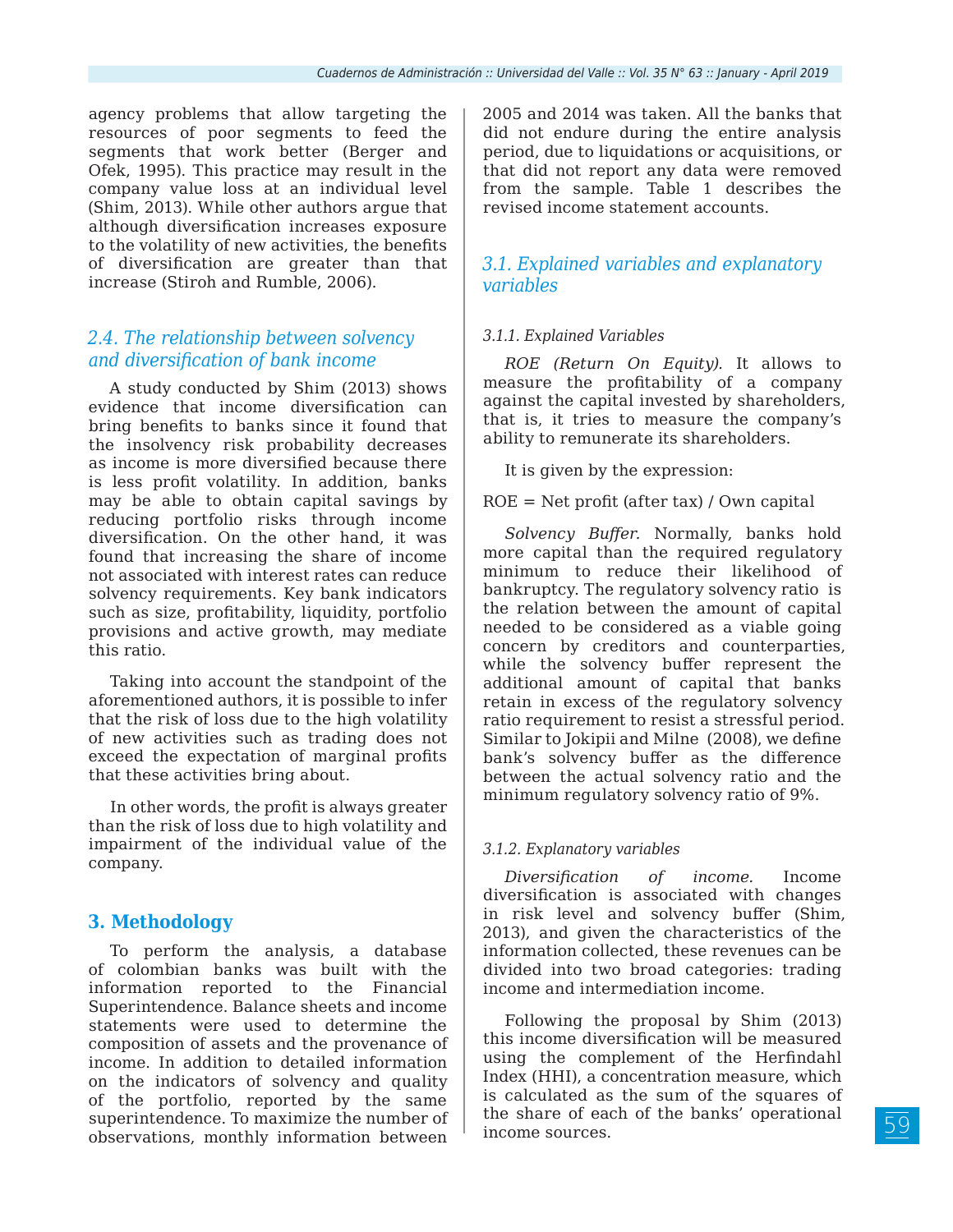agency problems that allow targeting the resources of poor segments to feed the segments that work better (Berger and Ofek, 1995). This practice may result in the company value loss at an individual level (Shim, 2013). While other authors argue that although diversification increases exposure to the volatility of new activities, the benefits of diversification are greater than that increase (Stiroh and Rumble, 2006).

## *2.4. The relationship between solvency and diversification of bank income*

A study conducted by Shim (2013) shows evidence that income diversification can bring benefits to banks since it found that the insolvency risk probability decreases as income is more diversified because there is less profit volatility. In addition, banks may be able to obtain capital savings by reducing portfolio risks through income diversification. On the other hand, it was found that increasing the share of income not associated with interest rates can reduce solvency requirements. Key bank indicators such as size, profitability, liquidity, portfolio provisions and active growth, may mediate this ratio.

Taking into account the standpoint of the aforementioned authors, it is possible to infer that the risk of loss due to the high volatility of new activities such as trading does not exceed the expectation of marginal profits that these activities bring about.

In other words, the profit is always greater than the risk of loss due to high volatility and impairment of the individual value of the company.

# 3. Methodology

To perform the analysis, a database of colombian banks was built with the information reported to the Financial Superintendence. Balance sheets and income statements were used to determine the composition of assets and the provenance of income. In addition to detailed information on the indicators of solvency and quality of the portfolio, reported by the same superintendence. To maximize the number of observations, monthly information between 2005 and 2014 was taken. All the banks that did not endure during the entire analysis period, due to liquidations or acquisitions, or that did not report any data were removed from the sample. Table 1 describes the revised income statement accounts.

## *3.1. Explained variables and explanatory variables*

### *3.1.1. Explained Variables*

*ROE (Return On Equity).* It allows to measure the profitability of a company against the capital invested by shareholders, that is, it tries to measure the company's ability to remunerate its shareholders.

It is given by the expression:

ROE = Net profit (after tax) / Own capital

*Solvency Buffer.* Normally, banks hold more capital than the required regulatory minimum to reduce their likelihood of bankruptcy. The regulatory solvency ratio is the relation between the amount of capital needed to be considered as a viable going concern by creditors and counterparties, while the solvency buffer represent the additional amount of capital that banks retain in excess of the regulatory solvency ratio requirement to resist a stressful period. Similar to Jokipii and Milne (2008), we define bank's solvency buffer as the difference between the actual solvency ratio and the minimum regulatory solvency ratio of 9%.

### *3.1.2. Explanatory variables*

*Diversification of income.* Income diversification is associated with changes in risk level and solvency buffer (Shim, 2013), and given the characteristics of the information collected, these revenues can be divided into two broad categories: trading income and intermediation income.

Following the proposal by Shim (2013) this income diversification will be measured using the complement of the Herfindahl Index (HHI), a concentration measure, which is calculated as the sum of the squares of the share of each of the banks' operational income sources.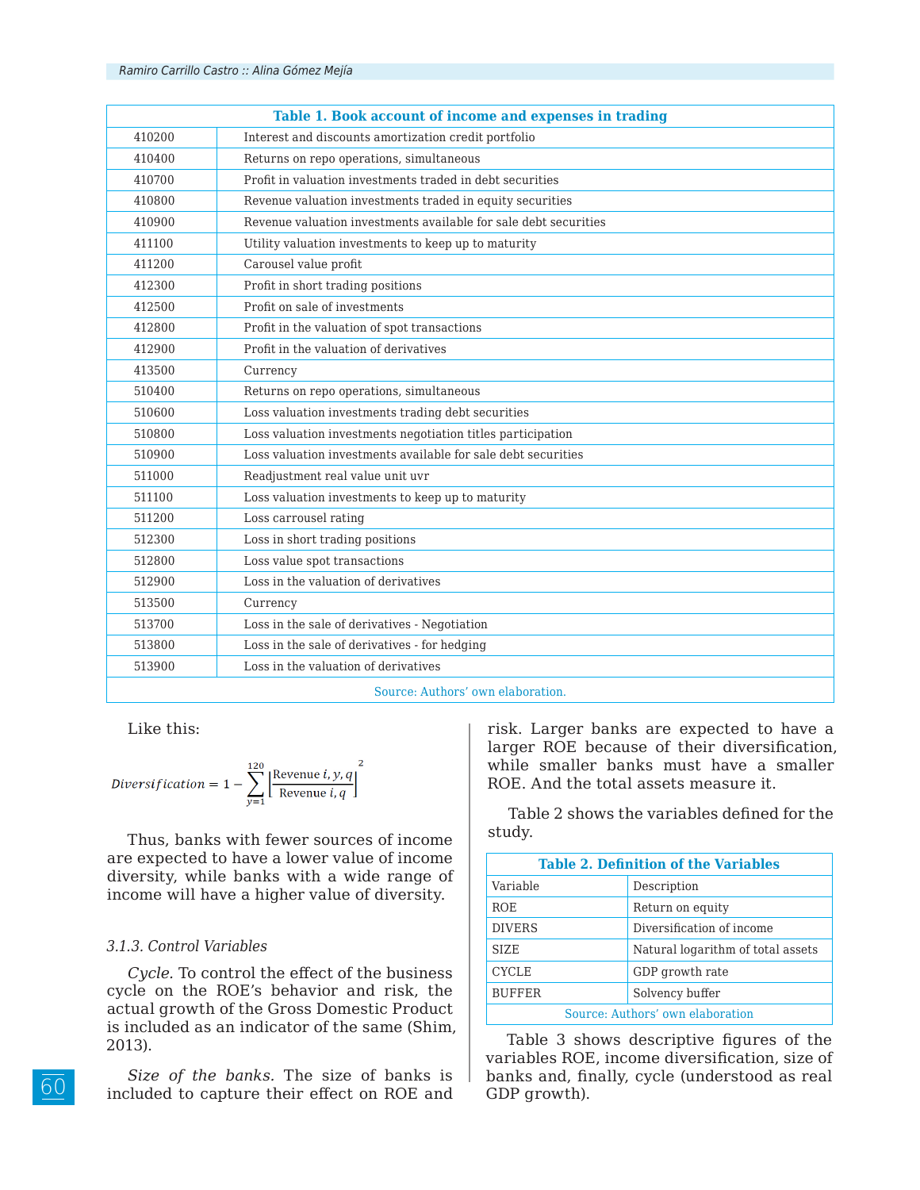| Table 1. Book account of income and expenses in trading | |
|---|---|
| 410200 | Interest and discounts amortization credit portfolio |
| 410400 | Returns on repo operations, simultaneous |
| 410700 | Profit in valuation investments traded in debt securities |
| 410800 | Revenue valuation investments traded in equity securities |
| 410900 | Revenue valuation investments available for sale debt securities |
| 411100 | Utility valuation investments to keep up to maturity |
| 411200 | Carousel value profit |
| 412300 | Profit in short trading positions |
| 412500 | Profit on sale of investments |
| 412800 | Profit in the valuation of spot transactions |
| 412900 | Profit in the valuation of derivatives |
| 413500 | Currency |
| 510400 | Returns on repo operations, simultaneous |
| 510600 | Loss valuation investments trading debt securities |
| 510800 | Loss valuation investments negotiation titles participation |
| 510900 | Loss valuation investments available for sale debt securities |
| 511000 | Readjustment real value unit uvr |
| 511100 | Loss valuation investments to keep up to maturity |
| 511200 | Loss carrousel rating |
| 512300 | Loss in short trading positions |
| 512800 | Loss value spot transactions |
| 512900 | Loss in the valuation of derivatives |
| 513500 | Currency |
| 513700 | Loss in the sale of derivatives - Negotiation |
| 513800 | Loss in the sale of derivatives - for hedging |
| 513900 | Loss in the valuation of derivatives |

Source: Authors' own elaboration.

Like this:

$$Diversification = 1 - \sum_{y=1}^{120} \left[ \frac{\text{Revenue } i, y, q}{\text{Revenue } i, q} \right]^2$$

Thus, banks with fewer sources of income are expected to have a lower value of income diversity, while banks with a wide range of income will have a higher value of diversity.

### *3.1.3. Control Variables*

*Cycle.* To control the effect of the business cycle on the ROE's behavior and risk, the actual growth of the Gross Domestic Product is included as an indicator of the same (Shim, 2013).

*Size of the banks.* The size of banks is included to capture their effect on ROE and risk. Larger banks are expected to have a larger ROE because of their diversification, while smaller banks must have a smaller ROE. And the total assets measure it.

Table 2 shows the variables defined for the study.

| Table 2. Definition of the Variables | |
|---|---|
| Variable | Description |
| ROE | Return on equity |
| DIVERS | Diversification of income |
| SIZE | Natural logarithm of total assets |
| CYCLE | GDP growth rate |
| BUFFER | Solvency buffer |

Source: Authors' own elaboration

Table 3 shows descriptive figures of the variables ROE, income diversification, size of banks and, finally, cycle (understood as real GDP growth).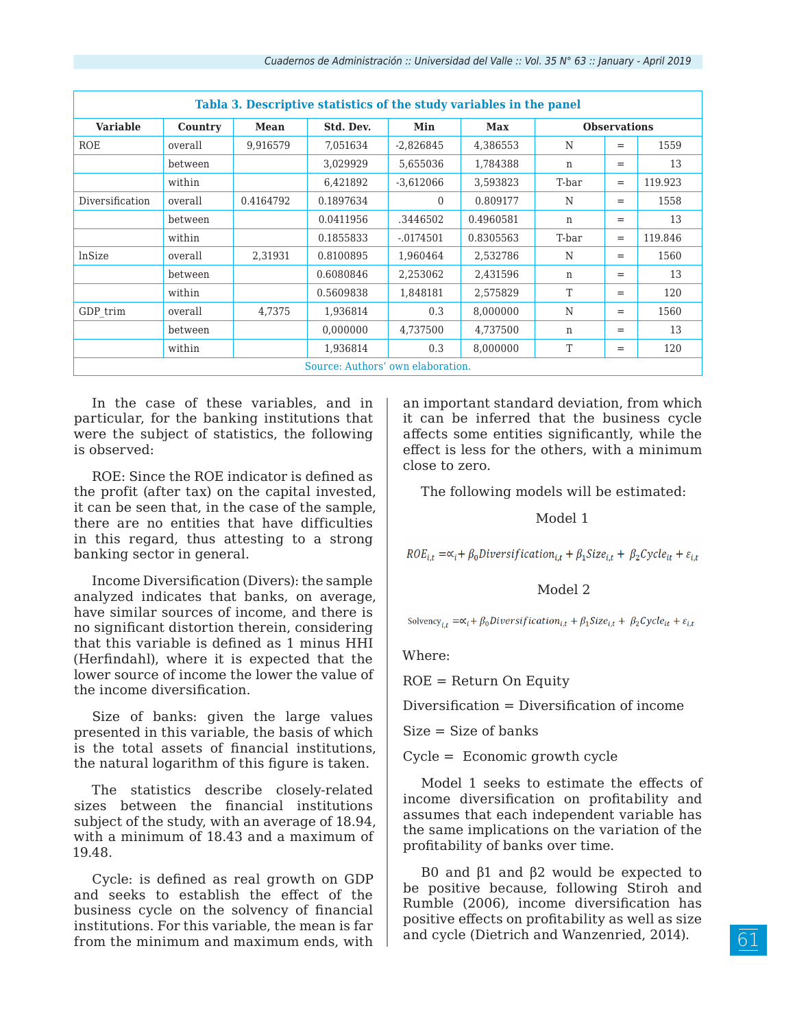**Tabla 3. Descriptive statistics of the study variables in the panel**

| Variable | Country | Mean | Std. Dev. | Min | Max | Observations | | |
|---|---|---|---|---|---|---|---|---|
| ROE | overall | 9,916579 | 7,051634 | -2,826845 | 4,386553 | N | = | 1559 |
| | between | | 3,029929 | 5,655036 | 1,784388 | n | = | 13 |
| | within | | 6,421892 | -3,612066 | 3,593823 | T-bar | = | 119.923 |
| Diversification | overall | 0.4164792 | 0.1897634 | 0 | 0.809177 | N | = | 1558 |
| | between | | 0.0411956 | .3446502 | 0.4960581 | n | = | 13 |
| | within | | 0.1855833 | -.0174501 | 0.8305563 | T-bar | = | 119.846 |
| lnSize | overall | 2,31931 | 0.8100895 | 1,960464 | 2,532786 | N | = | 1560 |
| | between | | 0.6080846 | 2,253062 | 2,431596 | n | = | 13 |
| | within | | 0.5609838 | 1,848181 | 2,575829 | T | = | 120 |
| GDP_trim | overall | 4,7375 | 1,936814 | 0.3 | 8,000000 | N | = | 1560 |
| | between | | 0,000000 | 4,737500 | 4,737500 | n | = | 13 |
| | within | | 1,936814 | 0.3 | 8,000000 | T | = | 120 |

Source: Authors' own elaboration.

In the case of these variables, and in particular, for the banking institutions that were the subject of statistics, the following is observed:

ROE: Since the ROE indicator is defined as the profit (after tax) on the capital invested, it can be seen that, in the case of the sample, there are no entities that have difficulties in this regard, thus attesting to a strong banking sector in general.

Income Diversification (Divers): the sample analyzed indicates that banks, on average, have similar sources of income, and there is no significant distortion therein, considering that this variable is defined as 1 minus HHI (Herfindahl), where it is expected that the lower source of income the lower the value of the income diversification.

Size of banks: given the large values presented in this variable, the basis of which is the total assets of financial institutions, the natural logarithm of this figure is taken.

The statistics describe closely-related sizes between the financial institutions subject of the study, with an average of 18.94, with a minimum of 18.43 and a maximum of 19.48.

Cycle: is defined as real growth on GDP and seeks to establish the effect of the business cycle on the solvency of financial institutions. For this variable, the mean is far from the minimum and maximum ends, with an important standard deviation, from which it can be inferred that the business cycle affects some entities significantly, while the effect is less for the others, with a minimum close to zero.

The following models will be estimated:

Model 1

$$ROE_{i,t} = \propto_i + \beta_0 Diversification_{i,t} + \beta_1 Size_{i,t} + \beta_2 Cycle_{it} + \varepsilon_{i,t}$$

Model 2

$$Solvency_{i,t} = \propto_i + \beta_0 Diversification_{i,t} + \beta_1 Size_{i,t} + \beta_2 Cycle_{it} + \varepsilon_{i,t}$$

Where:

ROE = Return On Equity

Diversification = Diversification of income

Size = Size of banks

Cycle = Economic growth cycle

Model 1 seeks to estimate the effects of income diversification on profitability and assumes that each independent variable has the same implications on the variation of the profitability of banks over time.

B0 and β1 and β2 would be expected to be positive because, following Stiroh and Rumble (2006), income diversification has positive effects on profitability as well as size and cycle (Dietrich and Wanzenried, 2014).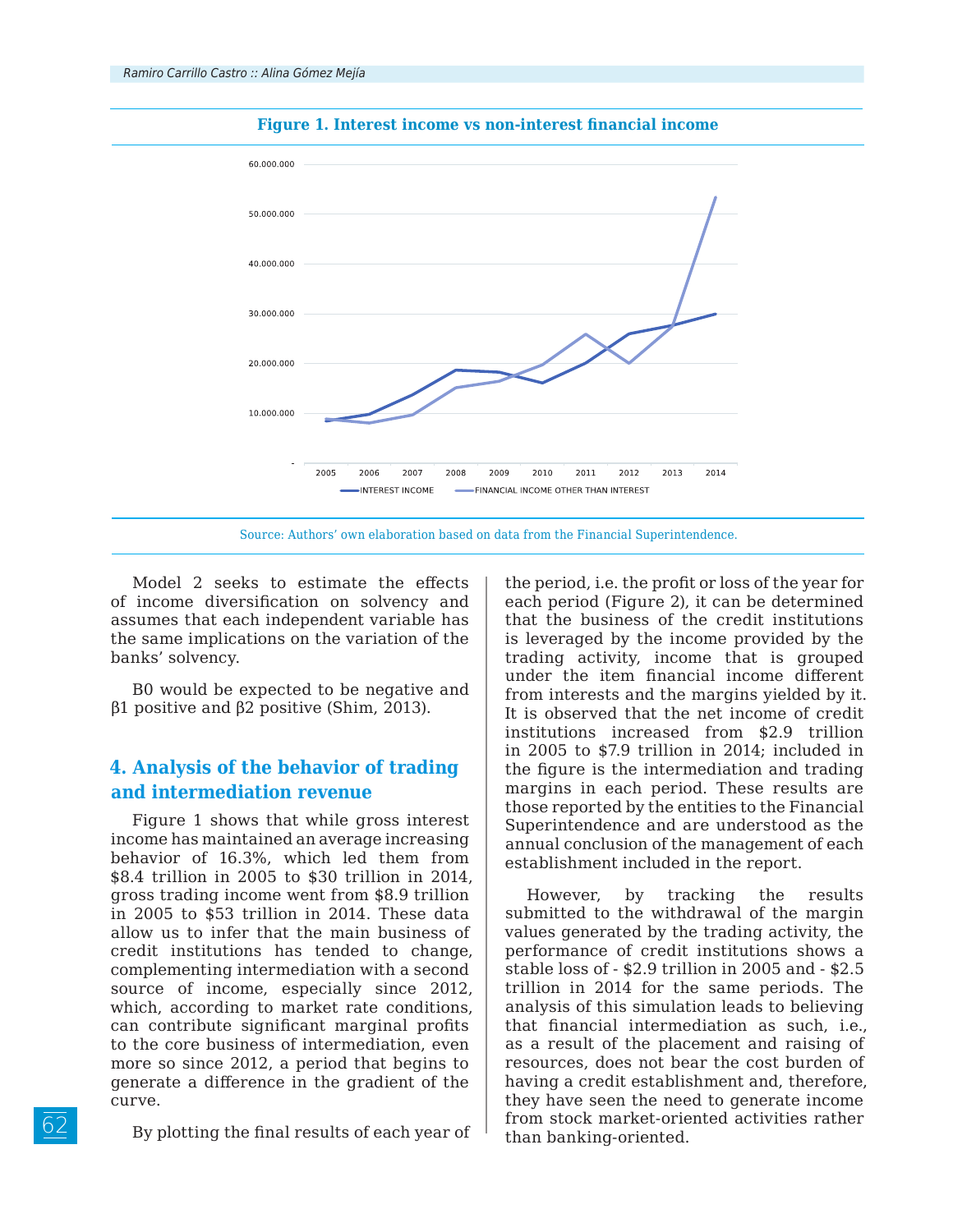**Figure 1. Interest income vs non-interest financial income**

Source: Authors' own elaboration based on data from the Financial Superintendence.

Model 2 seeks to estimate the effects of income diversification on solvency and assumes that each independent variable has the same implications on the variation of the banks' solvency.

B0 would be expected to be negative and β1 positive and β2 positive (Shim, 2013).

## 4. Analysis of the behavior of trading and intermediation revenue

Figure 1 shows that while gross interest income has maintained an average increasing behavior of 16.3%, which led them from $8.4 trillion in 2005 to $30 trillion in 2014, gross trading income went from $8.9 trillion in 2005 to $53 trillion in 2014. These data allow us to infer that the main business of credit institutions has tended to change, complementing intermediation with a second source of income, especially since 2012, which, according to market rate conditions, can contribute significant marginal profits to the core business of intermediation, even more so since 2012, a period that begins to generate a difference in the gradient of the curve.

By plotting the final results of each year of the period, i.e. the profit or loss of the year for each period (Figure 2), it can be determined that the business of the credit institutions is leveraged by the income provided by the trading activity, income that is grouped under the item financial income different from interests and the margins yielded by it. It is observed that the net income of credit institutions increased from $2.9 trillion in 2005 to $7.9 trillion in 2014; included in the figure is the intermediation and trading margins in each period. These results are those reported by the entities to the Financial Superintendence and are understood as the annual conclusion of the management of each establishment included in the report.

However, by tracking the results submitted to the withdrawal of the margin values generated by the trading activity, the performance of credit institutions shows a stable loss of - $2.9 trillion in 2005 and - $2.5 trillion in 2014 for the same periods. The analysis of this simulation leads to believing that financial intermediation as such, i.e., as a result of the placement and raising of resources, does not bear the cost burden of having a credit establishment and, therefore, they have seen the need to generate income from stock market-oriented activities rather than banking-oriented.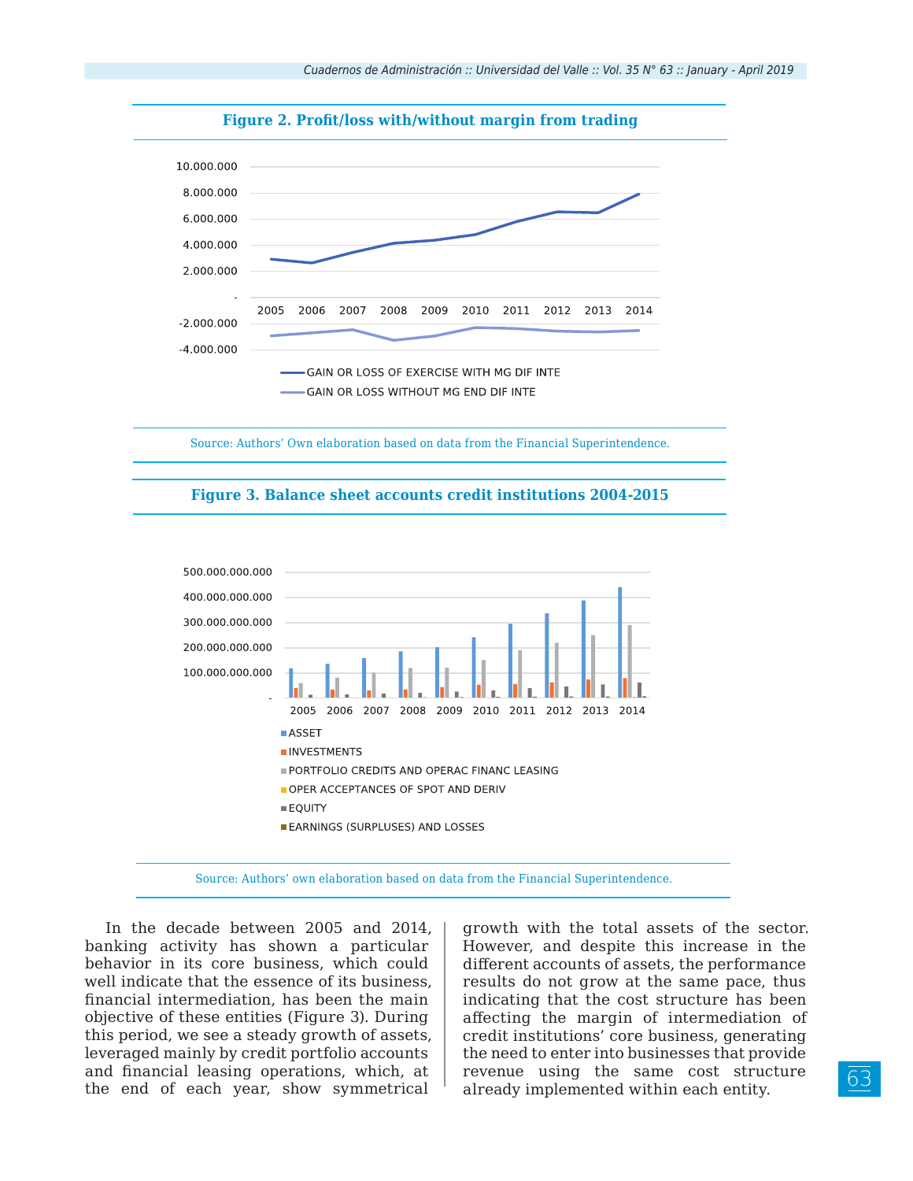**Figure 2. Profit/loss with/without margin from trading**

Source: Authors' Own elaboration based on data from the Financial Superintendence.

**Figure 3. Balance sheet accounts credit institutions 2004-2015**

Source: Authors' own elaboration based on data from the Financial Superintendence.

In the decade between 2005 and 2014, banking activity has shown a particular behavior in its core business, which could well indicate that the essence of its business, financial intermediation, has been the main objective of these entities (Figure 3). During this period, we see a steady growth of assets, leveraged mainly by credit portfolio accounts and financial leasing operations, which, at the end of each year, show symmetrical growth with the total assets of the sector. However, and despite this increase in the different accounts of assets, the performance results do not grow at the same pace, thus indicating that the cost structure has been affecting the margin of intermediation of credit institutions' core business, generating the need to enter into businesses that provide revenue using the same cost structure already implemented within each entity.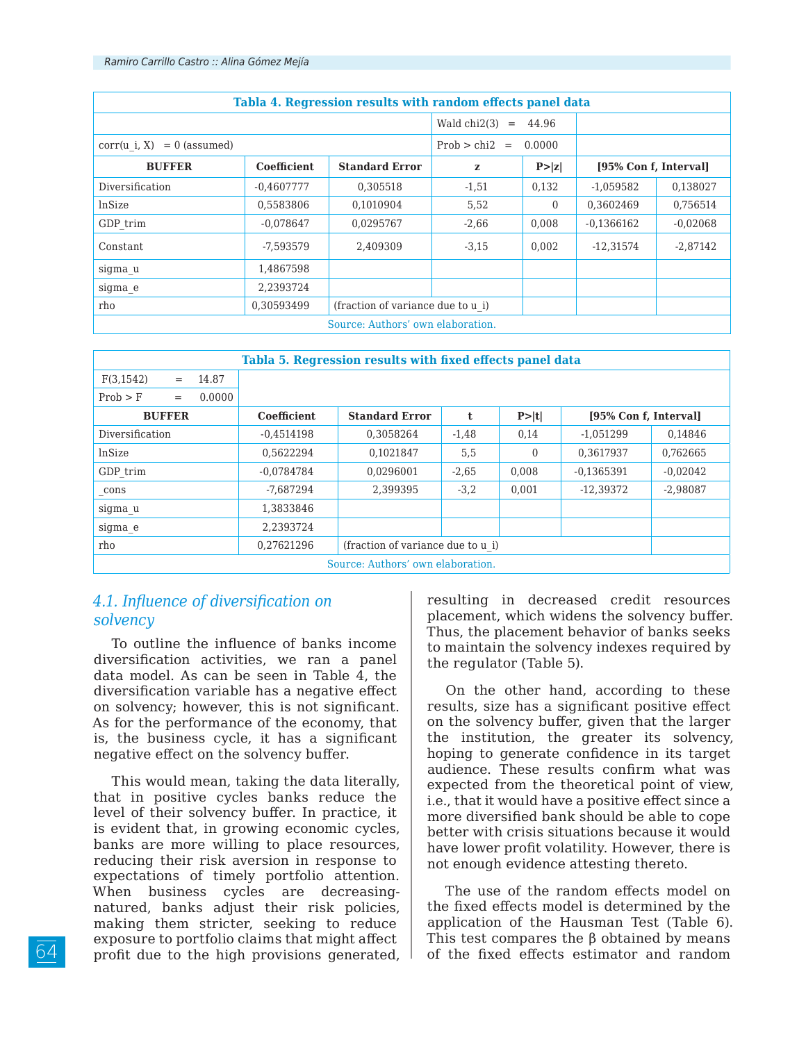**Tabla 4. Regression results with random effects panel data**

| | | | Wald chi2(3) = 44.96 | | | |
|---|---|---|---|---|---|---|
| corr(u_i, X) = 0 (assumed) | | | Prob > chi2 = 0.0000 | | | |
| **BUFFER** | **Coefficient** | **Standard Error** | **z** | **P>\|z\|** | **[95% Con f, Interval]** | |
| Diversification | -0,4607777 | 0,305518 | -1,51 | 0,132 | -1,059582 | 0,138027 |
| lnSize | 0,5583806 | 0,1010904 | 5,52 | 0 | 0,3602469 | 0,756514 |
| GDP_trim | -0,078647 | 0,0295767 | -2,66 | 0,008 | -0,1366162 | -0,02068 |
| Constant | -7,593579 | 2,409309 | -3,15 | 0,002 | -12,31574 | -2,87142 |
| sigma_u | 1,4867598 | | | | | |
| sigma_e | 2,2393724 | | | | | |
| rho | 0,30593499 | (fraction of variance due to u_i) | | | | |

Source: Authors' own elaboration.

**Tabla 5. Regression results with fixed effects panel data**

| F(3,1542) = 14.87 | | | | | | |
|---|---|---|---|---|---|---|
| Prob > F = 0.0000 | | | | | | |
| **BUFFER** | **Coefficient** | **Standard Error** | **t** | **P>\|t\|** | **[95% Con f, Interval]** | |
| Diversification | -0,4514198 | 0,3058264 | -1,48 | 0,14 | -1,051299 | 0,14846 |
| lnSize | 0,5622294 | 0,1021847 | 5,5 | 0 | 0,3617937 | 0,762665 |
| GDP_trim | -0,0784784 | 0,0296001 | -2,65 | 0,008 | -0,1365391 | -0,02042 |
| _cons | -7,687294 | 2,399395 | -3,2 | 0,001 | -12,39372 | -2,98087 |
| sigma_u | 1,3833846 | | | | | |
| sigma_e | 2,2393724 | | | | | |
| rho | 0,27621296 | (fraction of variance due to u_i) | | | | |

Source: Authors' own elaboration.

### *4.1. Influence of diversification on solvency*

To outline the influence of banks income diversification activities, we ran a panel data model. As can be seen in Table 4, the diversification variable has a negative effect on solvency; however, this is not significant. As for the performance of the economy, that is, the business cycle, it has a significant negative effect on the solvency buffer.

This would mean, taking the data literally, that in positive cycles banks reduce the level of their solvency buffer. In practice, it is evident that, in growing economic cycles, banks are more willing to place resources, reducing their risk aversion in response to expectations of timely portfolio attention. When business cycles are decreasing-natured, banks adjust their risk policies, making them stricter, seeking to reduce exposure to portfolio claims that might affect profit due to the high provisions generated, resulting in decreased credit resources placement, which widens the solvency buffer. Thus, the placement behavior of banks seeks to maintain the solvency indexes required by the regulator (Table 5).

On the other hand, according to these results, size has a significant positive effect on the solvency buffer, given that the larger the institution, the greater its solvency, hoping to generate confidence in its target audience. These results confirm what was expected from the theoretical point of view, i.e., that it would have a positive effect since a more diversified bank should be able to cope better with crisis situations because it would have lower profit volatility. However, there is not enough evidence attesting thereto.

The use of the random effects model on the fixed effects model is determined by the application of the Hausman Test (Table 6). This test compares the $\beta$ obtained by means of the fixed effects estimator and random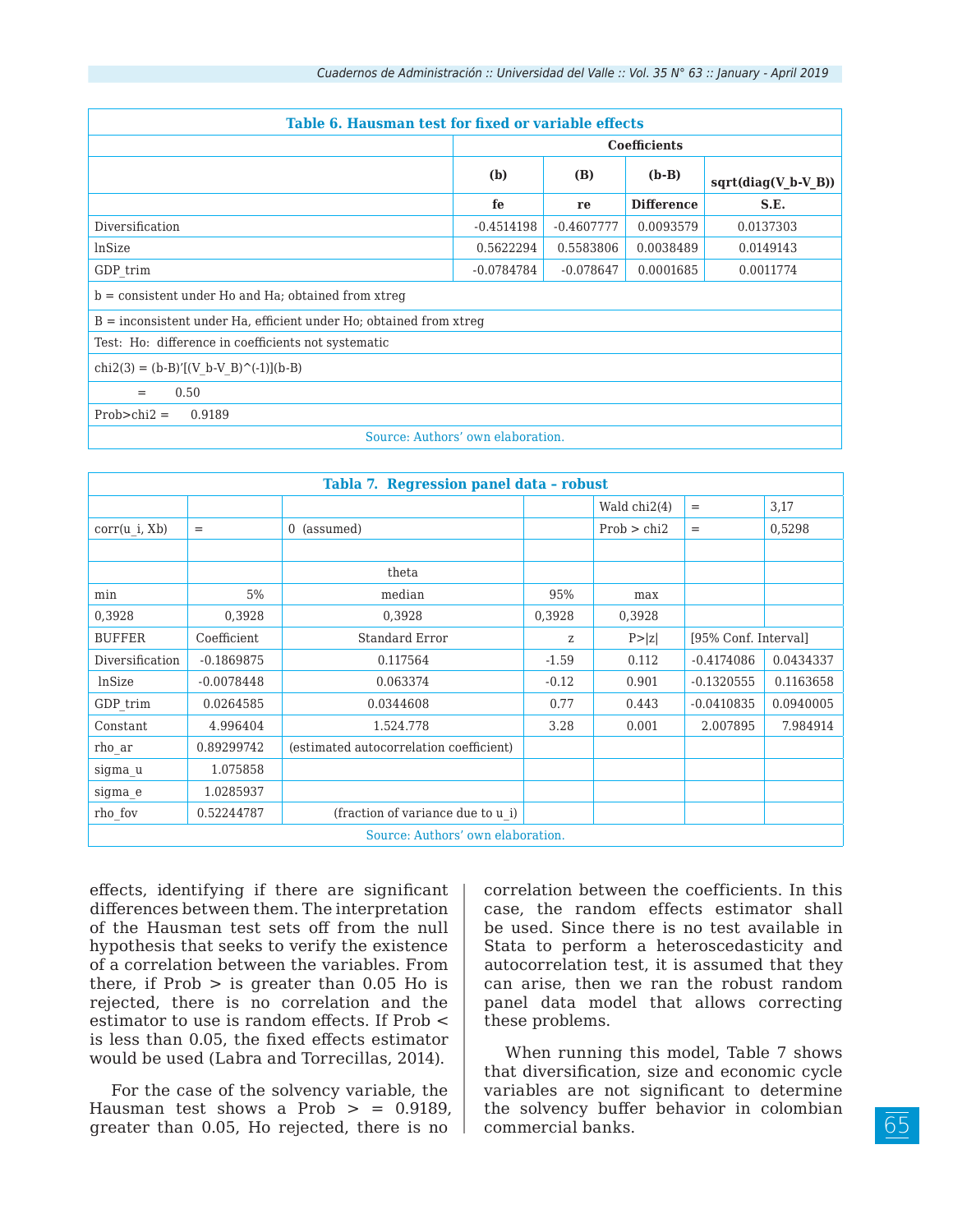**Table 6. Hausman test for fixed or variable effects**

| | Coefficients | | | |
|---|---|---|---|---|
| | (b) | (B) | (b-B) | sqrt(diag(V_b-V_B)) |
| | fe | re | Difference | S.E. |
| Diversification | -0.4514198 | -0.4607777 | 0.0093579 | 0.0137303 |
| lnSize | 0.5622294 | 0.5583806 | 0.0038489 | 0.0149143 |
| GDP_trim | -0.0784784 | -0.078647 | 0.0001685 | 0.0011774 |

b = consistent under Ho and Ha; obtained from xtreg

B = inconsistent under Ha, efficient under Ho; obtained from xtreg

Test: Ho: difference in coefficients not systematic

chi2(3) = (b-B)'[(V_b-V_B)^(-1)](b-B)

= 0.50

Prob>chi2 = 0.9189

Source: Authors' own elaboration.

**Tabla 7. Regression panel data – robust**

| | | | | | | |
|---|---|---|---|---|---|---|
| | | | | Wald chi2(4) | = | 3,17 |
| corr(u_i, Xb) | = | 0 (assumed) | | Prob > chi2 | = | 0,5298 |
| | | | | | | |
| | | theta | | | | |
| min | 5% | median | 95% | max | | |
| 0,3928 | 0,3928 | 0,3928 | 0,3928 | 0,3928 | | |
| BUFFER | Coefficient | Standard Error | z | P>\|z\| | [95% Conf. Interval] | |
| Diversification | -0.1869875 | 0.117564 | -1.59 | 0.112 | -0.4174086 | 0.0434337 |
| lnSize | -0.0078448 | 0.063374 | -0.12 | 0.901 | -0.1320555 | 0.1163658 |
| GDP_trim | 0.0264585 | 0.0344608 | 0.77 | 0.443 | -0.0410835 | 0.0940005 |
| Constant | 4.996404 | 1.524.778 | 3.28 | 0.001 | 2.007895 | 7.984914 |
| rho_ar | 0.89299742 | (estimated autocorrelation coefficient) | | | | |
| sigma_u | 1.075858 | | | | | |
| sigma_e | 1.0285937 | | | | | |
| rho_fov | 0.52244787 | (fraction of variance due to u_i) | | | | |

Source: Authors' own elaboration.

effects, identifying if there are significant differences between them. The interpretation of the Hausman test sets off from the null hypothesis that seeks to verify the existence of a correlation between the variables. From there, if Prob > is greater than 0.05 Ho is rejected, there is no correlation and the estimator to use is random effects. If Prob < is less than 0.05, the fixed effects estimator would be used (Labra and Torrecillas, 2014).

For the case of the solvency variable, the Hausman test shows a Prob > = 0.9189, greater than 0.05, Ho rejected, there is no correlation between the coefficients. In this case, the random effects estimator shall be used. Since there is no test available in Stata to perform a heteroscedasticity and autocorrelation test, it is assumed that they can arise, then we ran the robust random panel data model that allows correcting these problems.

When running this model, Table 7 shows that diversification, size and economic cycle variables are not significant to determine the solvency buffer behavior in colombian commercial banks.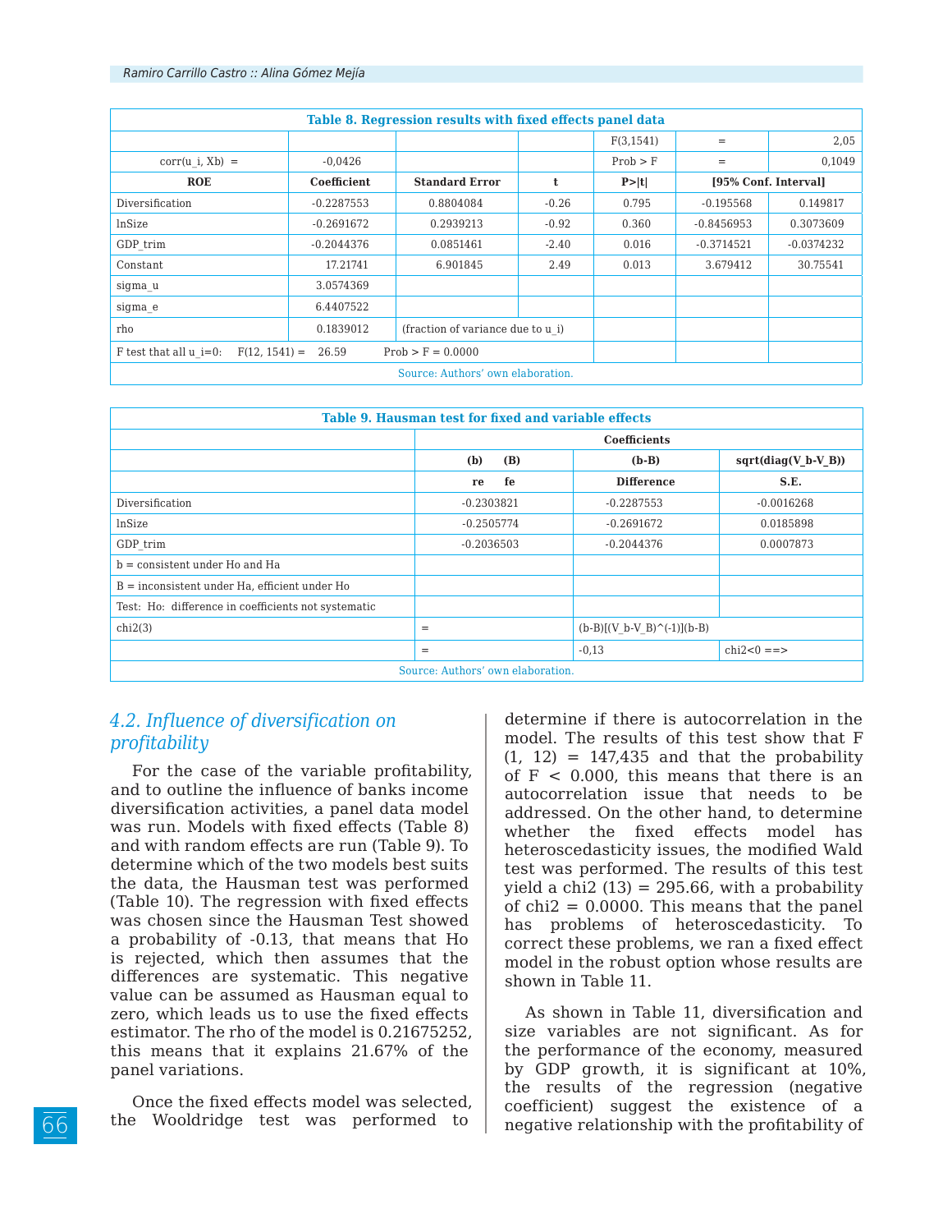| Table 8. Regression results with fixed effects panel data | | | | | | |
|---|---|---|---|---|---|---|
| | | | | F(3,1541) | = | 2,05 |
| corr(u_i, Xb) = | -0,0426 | | | Prob > F | = | 0,1049 |
| **ROE** | **Coefficient** | **Standard Error** | **t** | **P>\|t\|** | **[95% Conf. Interval]** | |
| Diversification | -0.2287553 | 0.8804084 | -0.26 | 0.795 | -0.195568 | 0.149817 |
| lnSize | -0.2691672 | 0.2939213 | -0.92 | 0.360 | -0.8456953 | 0.3073609 |
| GDP_trim | -0.2044376 | 0.0851461 | -2.40 | 0.016 | -0.3714521 | -0.0374232 |
| Constant | 17.21741 | 6.901845 | 2.49 | 0.013 | 3.679412 | 30.75541 |
| sigma_u | 3.0574369 | | | | | |
| sigma_e | 6.4407522 | | | | | |
| rho | 0.1839012 | (fraction of variance due to u_i) | | | | |
| F test that all u_i=0: F(12, 1541) = 26.59 Prob > F = 0.0000 | | | | | | |

Source: Authors' own elaboration.

| Table 9. Hausman test for fixed and variable effects | | | |
|---|---|---|---|
| | **Coefficients** | | |
| | **(b) (B)** | **(b-B)** | **sqrt(diag(V_b-V_B))** |
| | **re fe** | **Difference** | **S.E.** |
| Diversification | -0.2303821 | -0.2287553 | -0.0016268 |
| lnSize | -0.2505774 | -0.2691672 | 0.0185898 |
| GDP_trim | -0.2036503 | -0.2044376 | 0.0007873 |
| b = consistent under Ho and Ha | | | |
| B = inconsistent under Ha, efficient under Ho | | | |
| Test: Ho: difference in coefficients not systematic | | | |
| chi2(3) | = | (b-B)[(V_b-V_B)^(-1)](b-B) | |
| | = | -0,13 | chi2<0 ==> |

Source: Authors' own elaboration.

## *4.2. Influence of diversification on profitability*

For the case of the variable profitability, and to outline the influence of banks income diversification activities, a panel data model was run. Models with fixed effects (Table 8) and with random effects are run (Table 9). To determine which of the two models best suits the data, the Hausman test was performed (Table 10). The regression with fixed effects was chosen since the Hausman Test showed a probability of -0.13, that means that Ho is rejected, which then assumes that the differences are systematic. This negative value can be assumed as Hausman equal to zero, which leads us to use the fixed effects estimator. The rho of the model is 0.21675252, this means that it explains 21.67% of the panel variations.

Once the fixed effects model was selected, the Wooldridge test was performed to determine if there is autocorrelation in the model. The results of this test show that F (1, 12) = 147,435 and that the probability of F < 0.000, this means that there is an autocorrelation issue that needs to be addressed. On the other hand, to determine whether the fixed effects model has heteroscedasticity issues, the modified Wald test was performed. The results of this test yield a chi2 (13) = 295.66, with a probability of chi2 = 0.0000. This means that the panel has problems of heteroscedasticity. To correct these problems, we ran a fixed effect model in the robust option whose results are shown in Table 11.

As shown in Table 11, diversification and size variables are not significant. As for the performance of the economy, measured by GDP growth, it is significant at 10%, the results of the regression (negative coefficient) suggest the existence of a negative relationship with the profitability of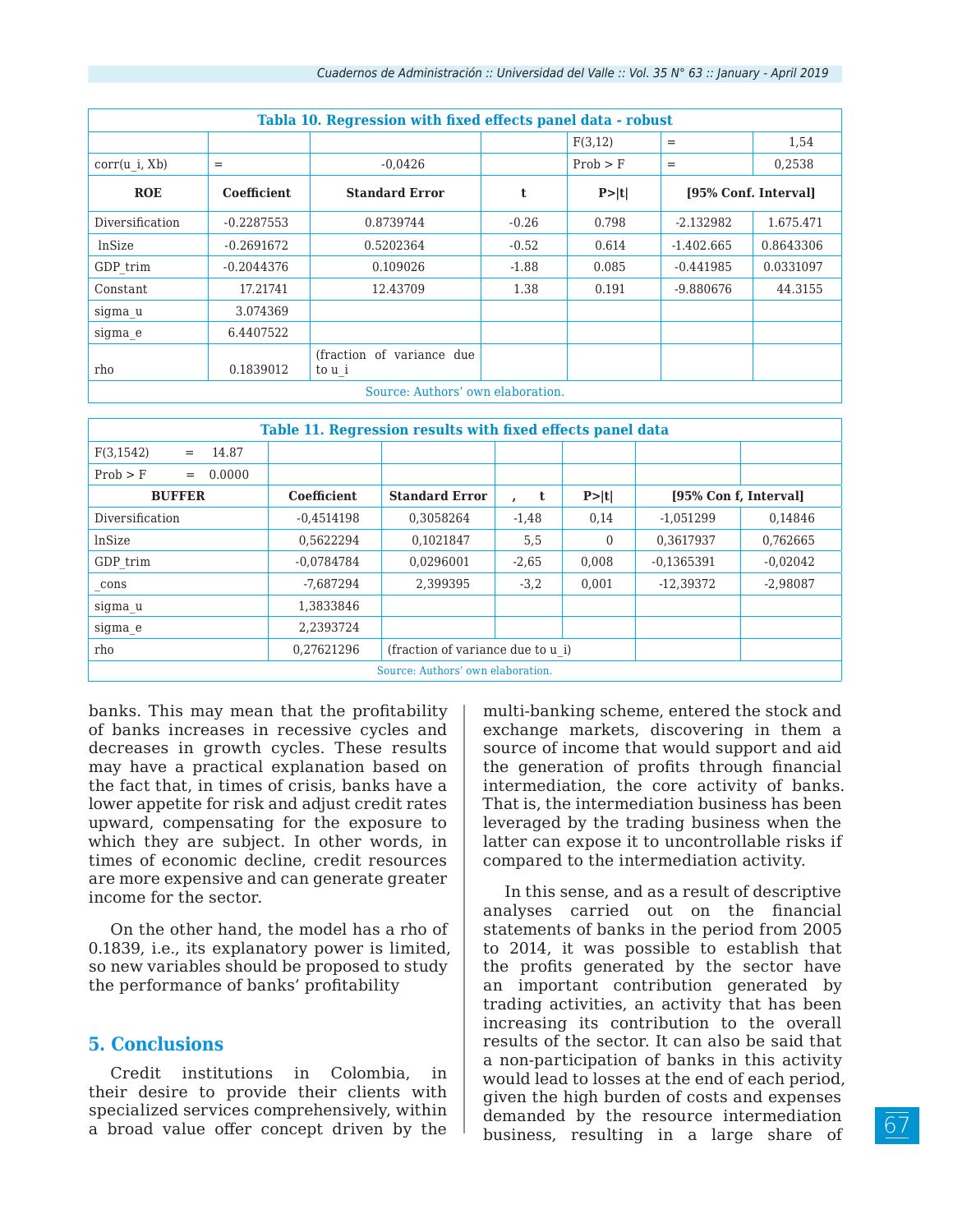| Tabla 10. Regression with fixed effects panel data - robust | | | | | | |
|---|---|---|---|---|---|---|
| | | | | F(3,12) | = | 1,54 |
| corr(u_i, Xb) | = | -0,0426 | | Prob > F | = | 0,2538 |
| **ROE** | **Coefficient** | **Standard Error** | **t** | **P>\|t\|** | **[95% Conf. Interval]** | |
| Diversification | -0.2287553 | 0.8739744 | -0.26 | 0.798 | -2.132982 | 1.675.471 |
| lnSize | -0.2691672 | 0.5202364 | -0.52 | 0.614 | -1.402.665 | 0.8643306 |
| GDP_trim | -0.2044376 | 0.109026 | -1.88 | 0.085 | -0.441985 | 0.0331097 |
| Constant | 17.21741 | 12.43709 | 1.38 | 0.191 | -9.880676 | 44.3155 |
| sigma_u | 3.074369 | | | | | |
| sigma_e | 6.4407522 | | | | | |
| rho | 0.1839012 | (fraction of variance due to u_i | | | | |

Source: Authors' own elaboration.

| Table 11. Regression results with fixed effects panel data | | | | | | |
|---|---|---|---|---|---|---|
| F(3,1542) = 14.87 | | | | | | |
| Prob > F = 0.0000 | | | | | | |
| **BUFFER** | **Coefficient** | **Standard Error** | **, t** | **P>\|t\|** | **[95% Con f, Interval]** | |
| Diversification | -0,4514198 | 0,3058264 | -1,48 | 0,14 | -1,051299 | 0,14846 |
| lnSize | 0,5622294 | 0,1021847 | 5,5 | 0 | 0,3617937 | 0,762665 |
| GDP_trim | -0,0784784 | 0,0296001 | -2,65 | 0,008 | -0,1365391 | -0,02042 |
| _cons | -7,687294 | 2,399395 | -3,2 | 0,001 | -12,39372 | -2,98087 |
| sigma_u | 1,3833846 | | | | | |
| sigma_e | 2,2393724 | | | | | |
| rho | 0,27621296 | (fraction of variance due to u_i) | | | | |

Source: Authors' own elaboration.

banks. This may mean that the profitability of banks increases in recessive cycles and decreases in growth cycles. These results may have a practical explanation based on the fact that, in times of crisis, banks have a lower appetite for risk and adjust credit rates upward, compensating for the exposure to which they are subject. In other words, in times of economic decline, credit resources are more expensive and can generate greater income for the sector.

On the other hand, the model has a rho of 0.1839, i.e., its explanatory power is limited, so new variables should be proposed to study the performance of banks' profitability

## 5. Conclusions

Credit institutions in Colombia, in their desire to provide their clients with specialized services comprehensively, within a broad value offer concept driven by the multi-banking scheme, entered the stock and exchange markets, discovering in them a source of income that would support and aid the generation of profits through financial intermediation, the core activity of banks. That is, the intermediation business has been leveraged by the trading business when the latter can expose it to uncontrollable risks if compared to the intermediation activity.

In this sense, and as a result of descriptive analyses carried out on the financial statements of banks in the period from 2005 to 2014, it was possible to establish that the profits generated by the sector have an important contribution generated by trading activities, an activity that has been increasing its contribution to the overall results of the sector. It can also be said that a non-participation of banks in this activity would lead to losses at the end of each period, given the high burden of costs and expenses demanded by the resource intermediation business, resulting in a large share of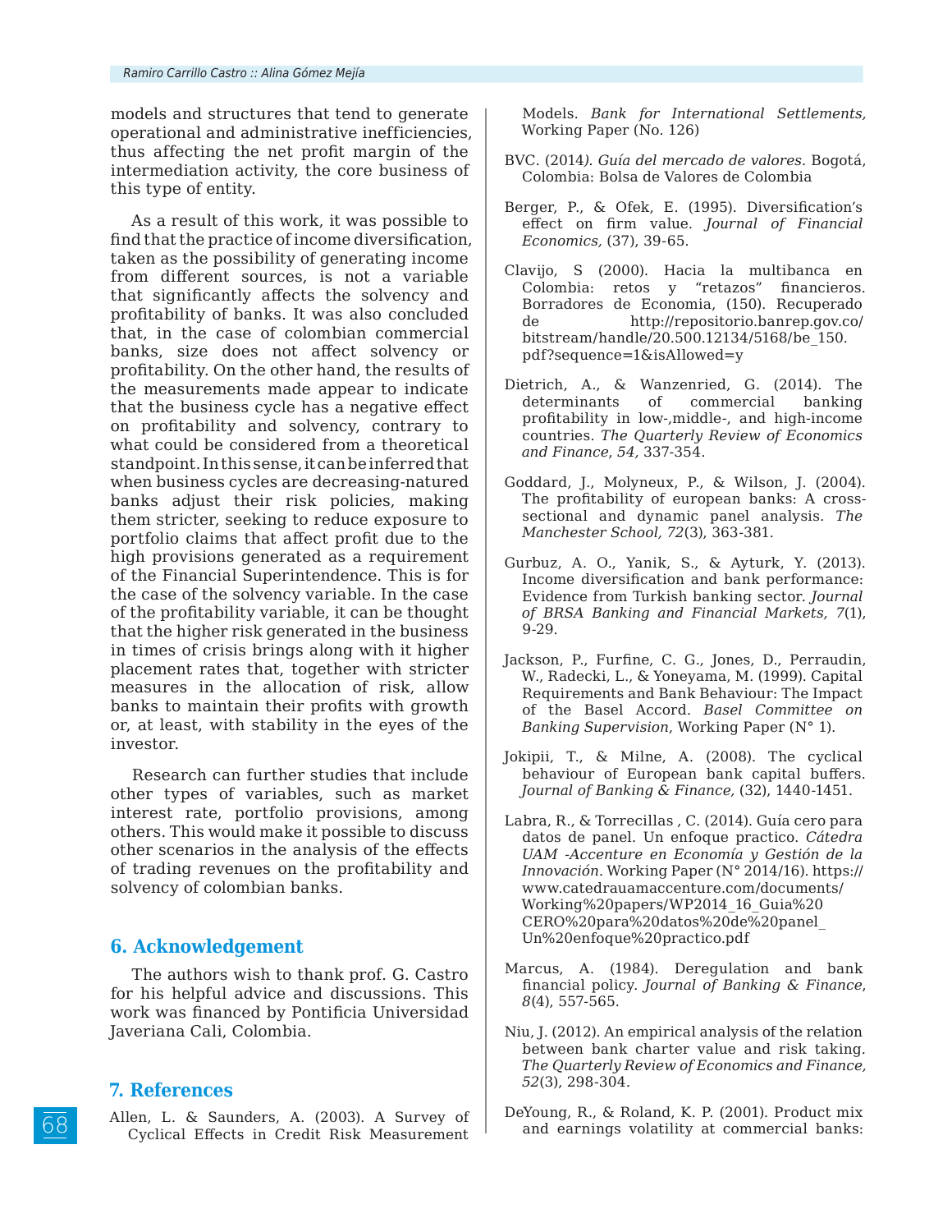models and structures that tend to generate operational and administrative inefficiencies, thus affecting the net profit margin of the intermediation activity, the core business of this type of entity.

As a result of this work, it was possible to find that the practice of income diversification, taken as the possibility of generating income from different sources, is not a variable that significantly affects the solvency and profitability of banks. It was also concluded that, in the case of colombian commercial banks, size does not affect solvency or profitability. On the other hand, the results of the measurements made appear to indicate that the business cycle has a negative effect on profitability and solvency, contrary to what could be considered from a theoretical standpoint. In this sense, it can be inferred that when business cycles are decreasing-natured banks adjust their risk policies, making them stricter, seeking to reduce exposure to portfolio claims that affect profit due to the high provisions generated as a requirement of the Financial Superintendence. This is for the case of the solvency variable. In the case of the profitability variable, it can be thought that the higher risk generated in the business in times of crisis brings along with it higher placement rates that, together with stricter measures in the allocation of risk, allow banks to maintain their profits with growth or, at least, with stability in the eyes of the investor.

Research can further studies that include other types of variables, such as market interest rate, portfolio provisions, among others. This would make it possible to discuss other scenarios in the analysis of the effects of trading revenues on the profitability and solvency of colombian banks.

## 6. Acknowledgement

The authors wish to thank prof. G. Castro for his helpful advice and discussions. This work was financed by Pontificia Universidad Javeriana Cali, Colombia.

## 7. References

Allen, L. & Saunders, A. (2003). A Survey of Cyclical Effects in Credit Risk Measurement Models. *Bank for International Settlements,* Working Paper (No. 126)

BVC. (2014*). Guía del mercado de valores.* Bogotá, Colombia: Bolsa de Valores de Colombia

Berger, P., & Ofek, E. (1995). Diversification's effect on firm value. *Journal of Financial Economics,* (37), 39-65.

Clavijo, S (2000). Hacia la multibanca en Colombia: retos y "retazos" financieros. Borradores de Economia, (150). Recuperado de http://repositorio.banrep.gov.co/bitstream/handle/20.500.12134/5168/be_150.pdf?sequence=1&isAllowed=y

Dietrich, A., & Wanzenried, G. (2014). The determinants of commercial banking profitability in low-,middle-, and high-income countries. *The Quarterly Review of Economics and Finance*, *54,* 337-354.

Goddard, J., Molyneux, P., & Wilson, J. (2004). The profitability of european banks: A cross-sectional and dynamic panel analysis. *The Manchester School, 72*(3), 363-381.

Gurbuz, A. O., Yanik, S., & Ayturk, Y. (2013). Income diversification and bank performance: Evidence from Turkish banking sector. *Journal of BRSA Banking and Financial Markets, 7*(1), 9-29.

Jackson, P., Furfine, C. G., Jones, D., Perraudin, W., Radecki, L., & Yoneyama, M. (1999). Capital Requirements and Bank Behaviour: The Impact of the Basel Accord. *Basel Committee on Banking Supervision*, Working Paper (N° 1).

Jokipii, T., & Milne, A. (2008). The cyclical behaviour of European bank capital buffers. *Journal of Banking & Finance,* (32), 1440-1451.

Labra, R., & Torrecillas , C. (2014). Guía cero para datos de panel. Un enfoque practico. *Cátedra UAM -Accenture en Economía y Gestión de la Innovación*. Working Paper (N° 2014/16). https://www.catedrauamaccenture.com/documents/Working%20papers/WP2014_16_Guia%20CERO%20para%20datos%20de%20panel_Un%20enfoque%20practico.pdf

Marcus, A. (1984). Deregulation and bank financial policy. *Journal of Banking & Finance*, *8*(4), 557-565.

Niu, J. (2012). An empirical analysis of the relation between bank charter value and risk taking. *The Quarterly Review of Economics and Finance, 52*(3), 298-304.

DeYoung, R., & Roland, K. P. (2001). Product mix and earnings volatility at commercial banks: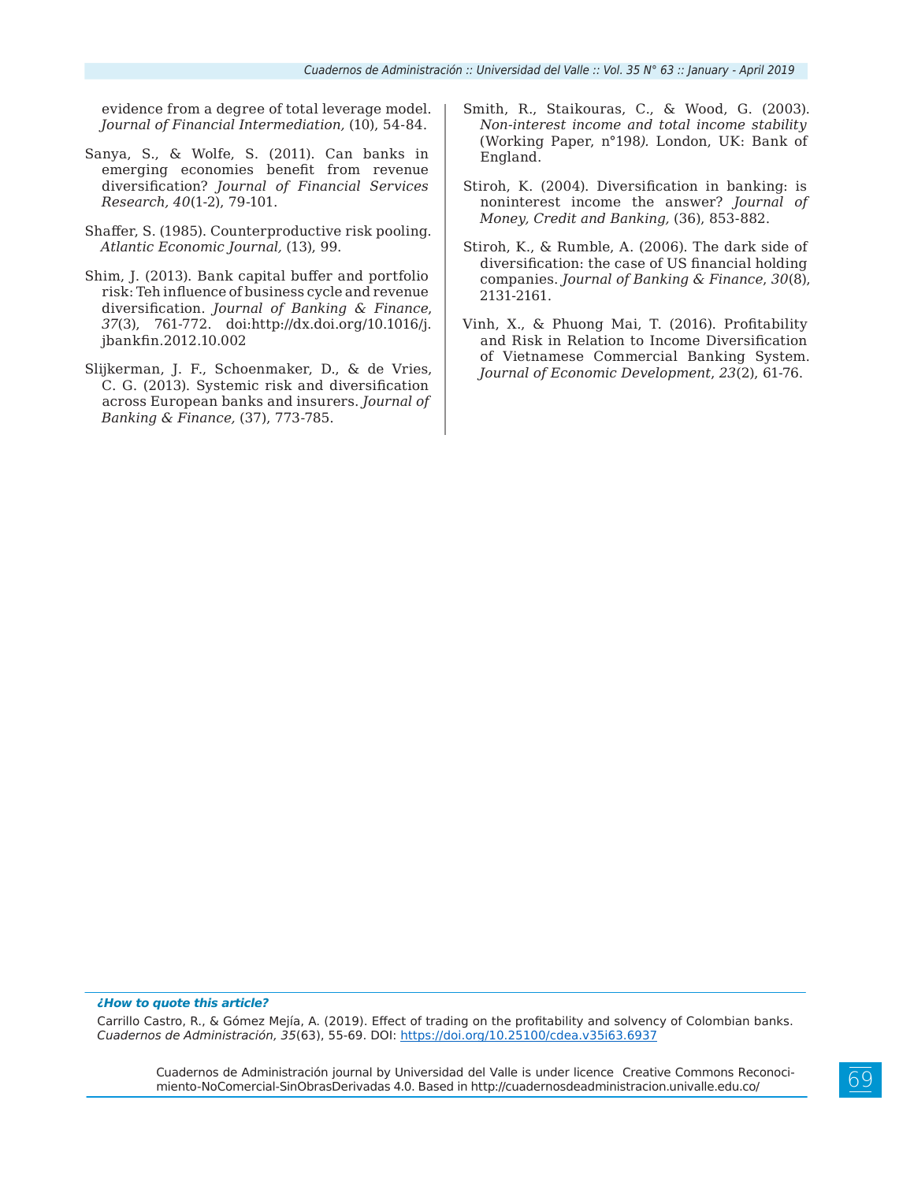evidence from a degree of total leverage model. *Journal of Financial Intermediation,* (10), 54-84.

Sanya, S., & Wolfe, S. (2011). Can banks in emerging economies benefit from revenue diversification? *Journal of Financial Services Research, 40*(1-2), 79-101.

Shaffer, S. (1985). Counterproductive risk pooling. *Atlantic Economic Journal,* (13), 99.

Shim, J. (2013). Bank capital buffer and portfolio risk: Teh influence of business cycle and revenue diversification. *Journal of Banking & Finance, 37*(3), 761-772. doi:http://dx.doi.org/10.1016/j.jbankfin.2012.10.002

Slijkerman, J. F., Schoenmaker, D., & de Vries, C. G. (2013). Systemic risk and diversification across European banks and insurers. *Journal of Banking & Finance,* (37), 773-785.

Smith, R., Staikouras, C., & Wood, G. (2003). *Non-interest income and total income stability* (Working Paper, n°198*).* London, UK: Bank of England.

Stiroh, K. (2004). Diversification in banking: is noninterest income the answer? *Journal of Money, Credit and Banking,* (36), 853-882.

Stiroh, K., & Rumble, A. (2006). The dark side of diversification: the case of US financial holding companies. *Journal of Banking & Finance, 30*(8), 2131-2161.

Vinh, X., & Phuong Mai, T. (2016). Profitability and Risk in Relation to Income Diversification of Vietnamese Commercial Banking System. *Journal of Economic Development, 23*(2), 61-76.

***¿How to quote this article?***

Carrillo Castro, R., & Gómez Mejía, A. (2019). Effect of trading on the profitability and solvency of Colombian banks. *Cuadernos de Administración, 35*(63), 55-69. DOI: https://doi.org/10.25100/cdea.v35i63.6937

Cuadernos de Administración journal by Universidad del Valle is under licence Creative Commons Reconocimiento-NoComercial-SinObrasDerivadas 4.0. Based in http://cuadernosdeadministracion.univalle.edu.co/